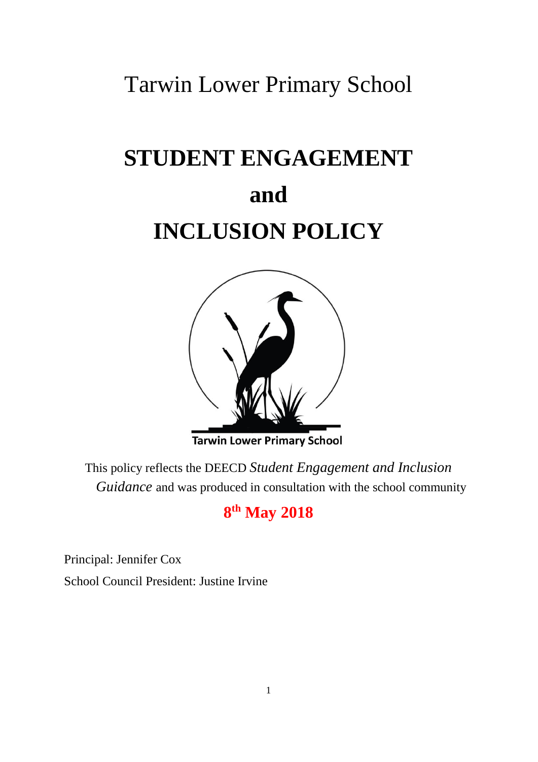Tarwin Lower Primary School

# STUDENT ENGAGEMENT and INCLUSION POLICY

Tarwin Lower Primary School

This policy reflects the DEECD *Student Engagement and Inclusion Guidance* and was produced in consultation with the school community

**8th May 2018**

Principal: Jennifer Cox

School Council President: Justine Irvine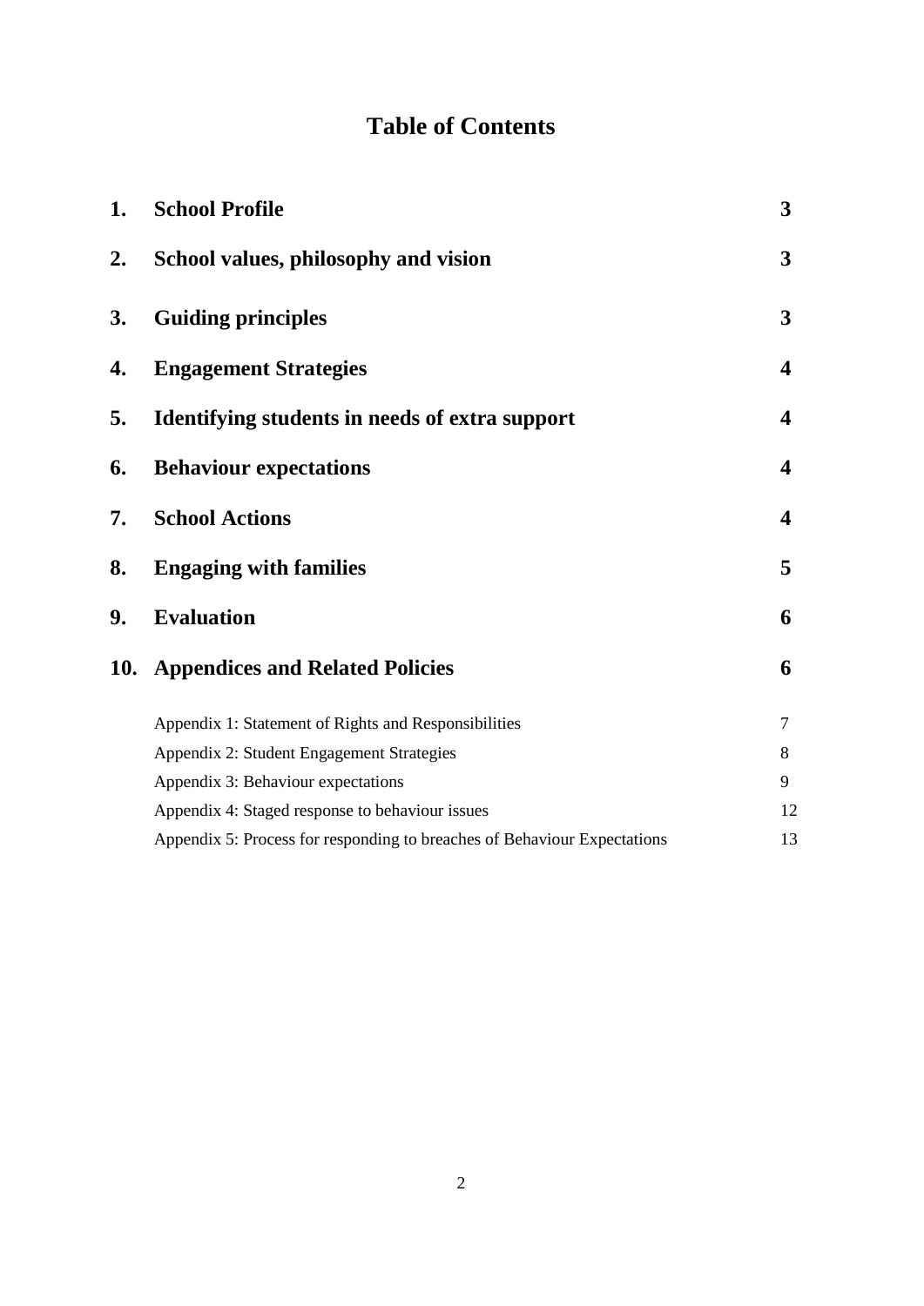# Table of Contents

| | | |
|---|---|---|
| **1.** | **School Profile** | **3** |
| **2.** | **School values, philosophy and vision** | **3** |
| **3.** | **Guiding principles** | **3** |
| **4.** | **Engagement Strategies** | **4** |
| **5.** | **Identifying students in needs of extra support** | **4** |
| **6.** | **Behaviour expectations** | **4** |
| **7.** | **School Actions** | **4** |
| **8.** | **Engaging with families** | **5** |
| **9.** | **Evaluation** | **6** |
| **10.** | **Appendices and Related Policies** | **6** |
| | Appendix 1: Statement of Rights and Responsibilities | 7 |
| | Appendix 2: Student Engagement Strategies | 8 |
| | Appendix 3: Behaviour expectations | 9 |
| | Appendix 4: Staged response to behaviour issues | 12 |
| | Appendix 5: Process for responding to breaches of Behaviour Expectations | 13 |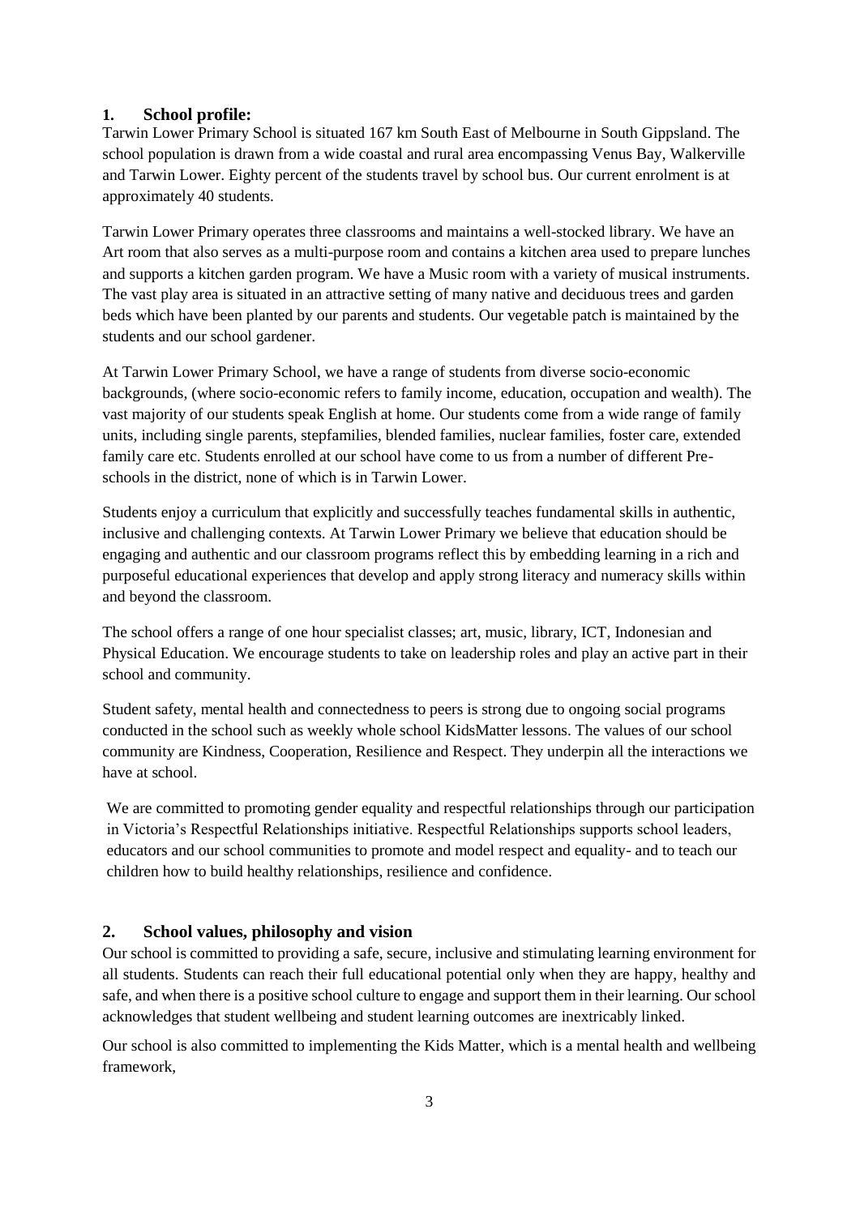## 1. School profile:

Tarwin Lower Primary School is situated 167 km South East of Melbourne in South Gippsland. The school population is drawn from a wide coastal and rural area encompassing Venus Bay, Walkerville and Tarwin Lower. Eighty percent of the students travel by school bus. Our current enrolment is at approximately 40 students.

Tarwin Lower Primary operates three classrooms and maintains a well-stocked library. We have an Art room that also serves as a multi-purpose room and contains a kitchen area used to prepare lunches and supports a kitchen garden program. We have a Music room with a variety of musical instruments. The vast play area is situated in an attractive setting of many native and deciduous trees and garden beds which have been planted by our parents and students. Our vegetable patch is maintained by the students and our school gardener.

At Tarwin Lower Primary School, we have a range of students from diverse socio-economic backgrounds, (where socio-economic refers to family income, education, occupation and wealth). The vast majority of our students speak English at home. Our students come from a wide range of family units, including single parents, stepfamilies, blended families, nuclear families, foster care, extended family care etc. Students enrolled at our school have come to us from a number of different Pre-schools in the district, none of which is in Tarwin Lower.

Students enjoy a curriculum that explicitly and successfully teaches fundamental skills in authentic, inclusive and challenging contexts. At Tarwin Lower Primary we believe that education should be engaging and authentic and our classroom programs reflect this by embedding learning in a rich and purposeful educational experiences that develop and apply strong literacy and numeracy skills within and beyond the classroom.

The school offers a range of one hour specialist classes; art, music, library, ICT, Indonesian and Physical Education. We encourage students to take on leadership roles and play an active part in their school and community.

Student safety, mental health and connectedness to peers is strong due to ongoing social programs conducted in the school such as weekly whole school KidsMatter lessons. The values of our school community are Kindness, Cooperation, Resilience and Respect. They underpin all the interactions we have at school.

We are committed to promoting gender equality and respectful relationships through our participation in Victoria's Respectful Relationships initiative. Respectful Relationships supports school leaders, educators and our school communities to promote and model respect and equality- and to teach our children how to build healthy relationships, resilience and confidence.

## 2. School values, philosophy and vision

Our school is committed to providing a safe, secure, inclusive and stimulating learning environment for all students. Students can reach their full educational potential only when they are happy, healthy and safe, and when there is a positive school culture to engage and support them in their learning. Our school acknowledges that student wellbeing and student learning outcomes are inextricably linked.

Our school is also committed to implementing the Kids Matter, which is a mental health and wellbeing framework,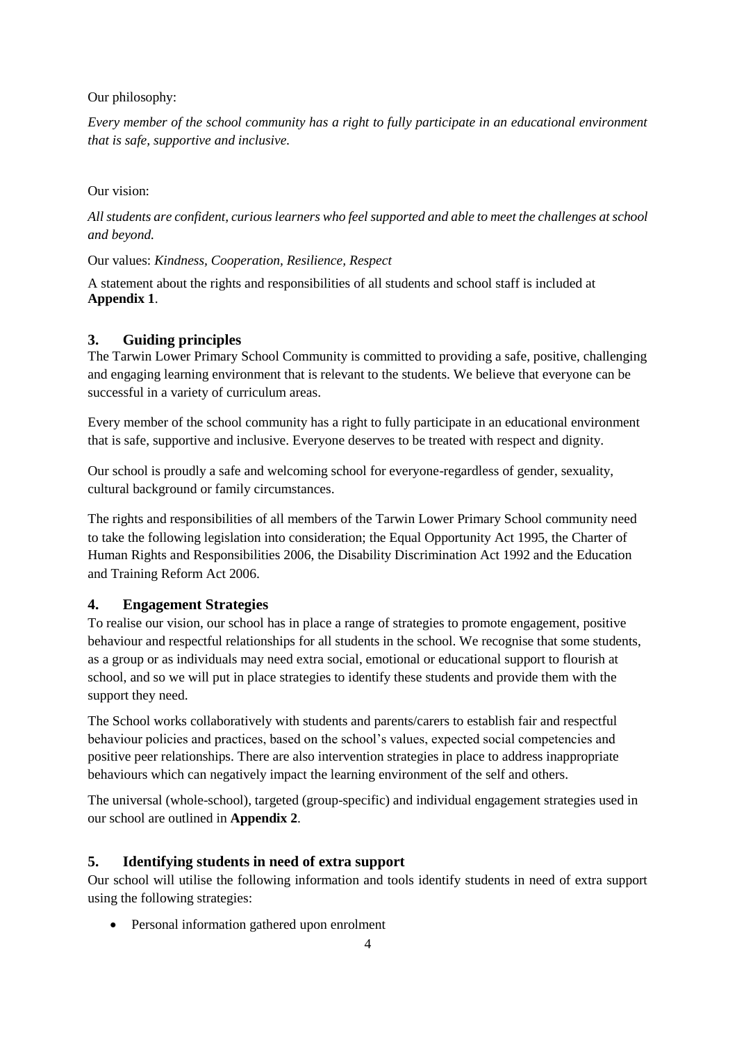Our philosophy:

*Every member of the school community has a right to fully participate in an educational environment that is safe, supportive and inclusive.*

Our vision:

*All students are confident, curious learners who feel supported and able to meet the challenges at school and beyond.*

Our values: *Kindness, Cooperation, Resilience, Respect*

A statement about the rights and responsibilities of all students and school staff is included at **Appendix 1**.

## 3. Guiding principles

The Tarwin Lower Primary School Community is committed to providing a safe, positive, challenging and engaging learning environment that is relevant to the students. We believe that everyone can be successful in a variety of curriculum areas.

Every member of the school community has a right to fully participate in an educational environment that is safe, supportive and inclusive. Everyone deserves to be treated with respect and dignity.

Our school is proudly a safe and welcoming school for everyone-regardless of gender, sexuality, cultural background or family circumstances.

The rights and responsibilities of all members of the Tarwin Lower Primary School community need to take the following legislation into consideration; the Equal Opportunity Act 1995, the Charter of Human Rights and Responsibilities 2006, the Disability Discrimination Act 1992 and the Education and Training Reform Act 2006.

## 4. Engagement Strategies

To realise our vision, our school has in place a range of strategies to promote engagement, positive behaviour and respectful relationships for all students in the school. We recognise that some students, as a group or as individuals may need extra social, emotional or educational support to flourish at school, and so we will put in place strategies to identify these students and provide them with the support they need.

The School works collaboratively with students and parents/carers to establish fair and respectful behaviour policies and practices, based on the school's values, expected social competencies and positive peer relationships. There are also intervention strategies in place to address inappropriate behaviours which can negatively impact the learning environment of the self and others.

The universal (whole-school), targeted (group-specific) and individual engagement strategies used in our school are outlined in **Appendix 2**.

## 5. Identifying students in need of extra support

Our school will utilise the following information and tools identify students in need of extra support using the following strategies:

- Personal information gathered upon enrolment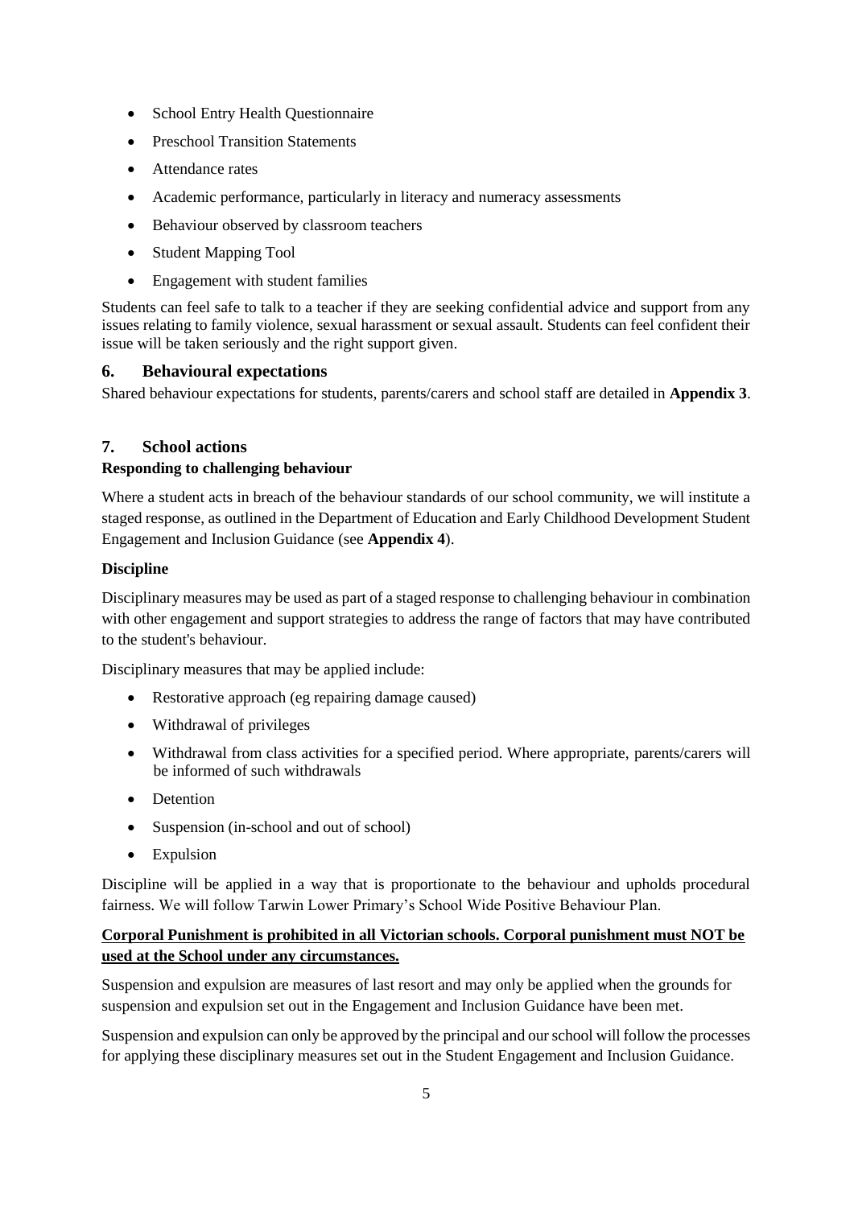- School Entry Health Questionnaire
- Preschool Transition Statements
- Attendance rates
- Academic performance, particularly in literacy and numeracy assessments
- Behaviour observed by classroom teachers
- Student Mapping Tool
- Engagement with student families

Students can feel safe to talk to a teacher if they are seeking confidential advice and support from any issues relating to family violence, sexual harassment or sexual assault. Students can feel confident their issue will be taken seriously and the right support given.

## 6. Behavioural expectations

Shared behaviour expectations for students, parents/carers and school staff are detailed in **Appendix 3**.

## 7. School actions

**Responding to challenging behaviour**

Where a student acts in breach of the behaviour standards of our school community, we will institute a staged response, as outlined in the Department of Education and Early Childhood Development Student Engagement and Inclusion Guidance (see **Appendix 4**).

**Discipline**

Disciplinary measures may be used as part of a staged response to challenging behaviour in combination with other engagement and support strategies to address the range of factors that may have contributed to the student's behaviour.

Disciplinary measures that may be applied include:

- Restorative approach (eg repairing damage caused)
- Withdrawal of privileges
- Withdrawal from class activities for a specified period. Where appropriate, parents/carers will be informed of such withdrawals
- Detention
- Suspension (in-school and out of school)
- Expulsion

Discipline will be applied in a way that is proportionate to the behaviour and upholds procedural fairness. We will follow Tarwin Lower Primary's School Wide Positive Behaviour Plan.

**<u>Corporal Punishment is prohibited in all Victorian schools. Corporal punishment must NOT be used at the School under any circumstances.</u>**

Suspension and expulsion are measures of last resort and may only be applied when the grounds for suspension and expulsion set out in the Engagement and Inclusion Guidance have been met.

Suspension and expulsion can only be approved by the principal and our school will follow the processes for applying these disciplinary measures set out in the Student Engagement and Inclusion Guidance.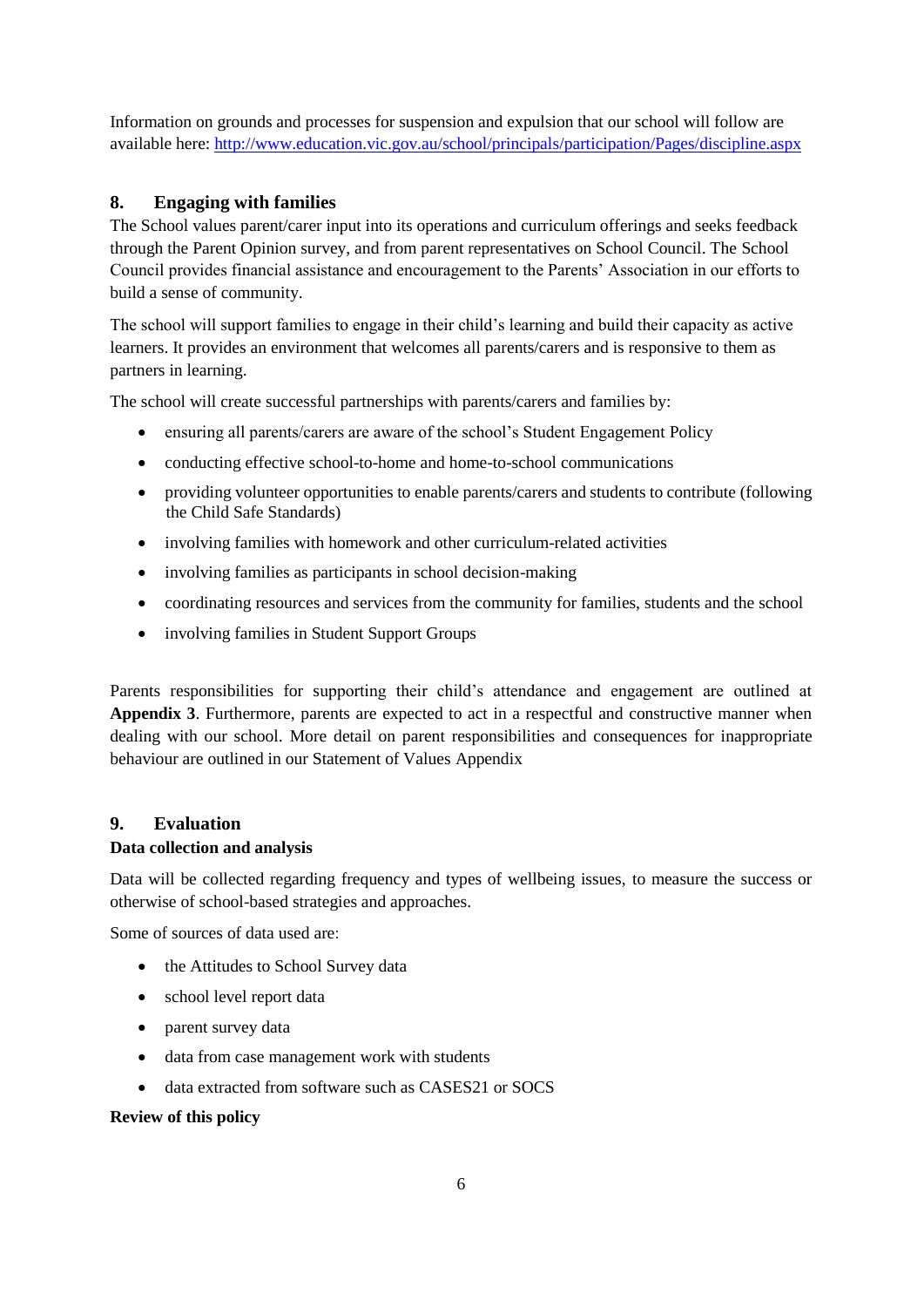Information on grounds and processes for suspension and expulsion that our school will follow are available here: http://www.education.vic.gov.au/school/principals/participation/Pages/discipline.aspx

## 8. Engaging with families

The School values parent/carer input into its operations and curriculum offerings and seeks feedback through the Parent Opinion survey, and from parent representatives on School Council. The School Council provides financial assistance and encouragement to the Parents' Association in our efforts to build a sense of community.

The school will support families to engage in their child's learning and build their capacity as active learners. It provides an environment that welcomes all parents/carers and is responsive to them as partners in learning.

The school will create successful partnerships with parents/carers and families by:

- ensuring all parents/carers are aware of the school's Student Engagement Policy
- conducting effective school-to-home and home-to-school communications
- providing volunteer opportunities to enable parents/carers and students to contribute (following the Child Safe Standards)
- involving families with homework and other curriculum-related activities
- involving families as participants in school decision-making
- coordinating resources and services from the community for families, students and the school
- involving families in Student Support Groups

Parents responsibilities for supporting their child's attendance and engagement are outlined at **Appendix 3**. Furthermore, parents are expected to act in a respectful and constructive manner when dealing with our school. More detail on parent responsibilities and consequences for inappropriate behaviour are outlined in our Statement of Values Appendix

## 9. Evaluation

### Data collection and analysis

Data will be collected regarding frequency and types of wellbeing issues, to measure the success or otherwise of school-based strategies and approaches.

Some of sources of data used are:

- the Attitudes to School Survey data
- school level report data
- parent survey data
- data from case management work with students
- data extracted from software such as CASES21 or SOCS

### Review of this policy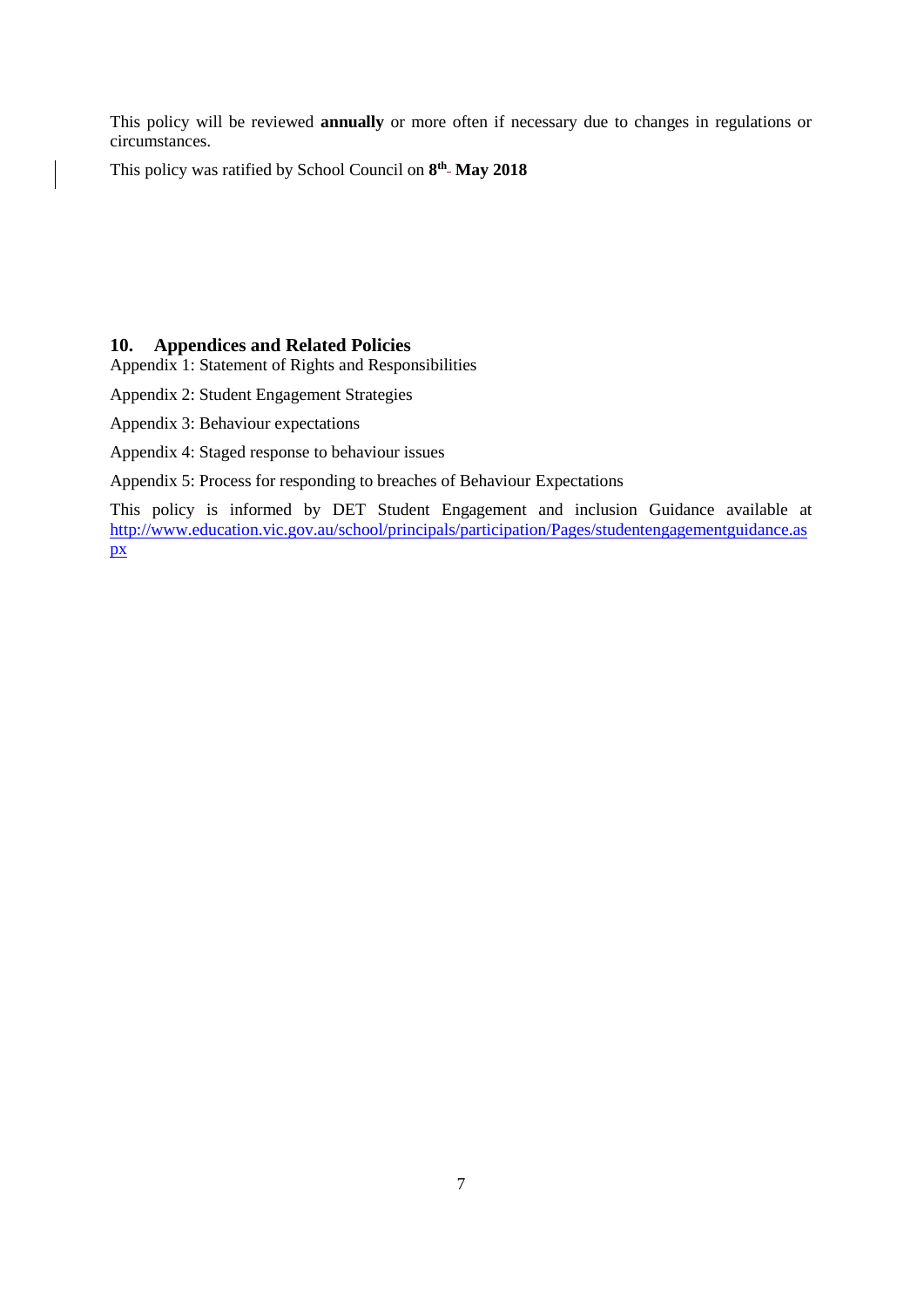This policy will be reviewed **annually** or more often if necessary due to changes in regulations or circumstances.

This policy was ratified by School Council on **8th May 2018**

## 10. Appendices and Related Policies

Appendix 1: Statement of Rights and Responsibilities

Appendix 2: Student Engagement Strategies

Appendix 3: Behaviour expectations

Appendix 4: Staged response to behaviour issues

Appendix 5: Process for responding to breaches of Behaviour Expectations

This policy is informed by DET Student Engagement and inclusion Guidance available at http://www.education.vic.gov.au/school/principals/participation/Pages/studentengagementguidance.aspx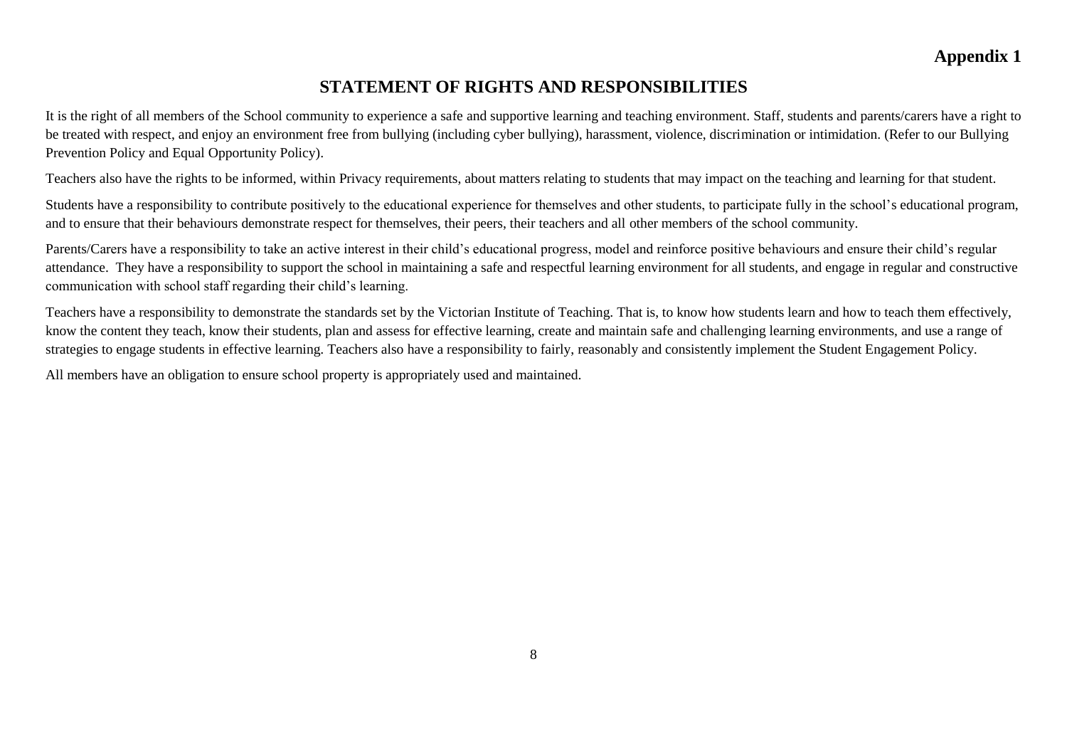**Appendix 1**

# STATEMENT OF RIGHTS AND RESPONSIBILITIES

It is the right of all members of the School community to experience a safe and supportive learning and teaching environment. Staff, students and parents/carers have a right to be treated with respect, and enjoy an environment free from bullying (including cyber bullying), harassment, violence, discrimination or intimidation. (Refer to our Bullying Prevention Policy and Equal Opportunity Policy).

Teachers also have the rights to be informed, within Privacy requirements, about matters relating to students that may impact on the teaching and learning for that student.

Students have a responsibility to contribute positively to the educational experience for themselves and other students, to participate fully in the school's educational program, and to ensure that their behaviours demonstrate respect for themselves, their peers, their teachers and all other members of the school community.

Parents/Carers have a responsibility to take an active interest in their child's educational progress, model and reinforce positive behaviours and ensure their child's regular attendance. They have a responsibility to support the school in maintaining a safe and respectful learning environment for all students, and engage in regular and constructive communication with school staff regarding their child's learning.

Teachers have a responsibility to demonstrate the standards set by the Victorian Institute of Teaching. That is, to know how students learn and how to teach them effectively, know the content they teach, know their students, plan and assess for effective learning, create and maintain safe and challenging learning environments, and use a range of strategies to engage students in effective learning. Teachers also have a responsibility to fairly, reasonably and consistently implement the Student Engagement Policy.

All members have an obligation to ensure school property is appropriately used and maintained.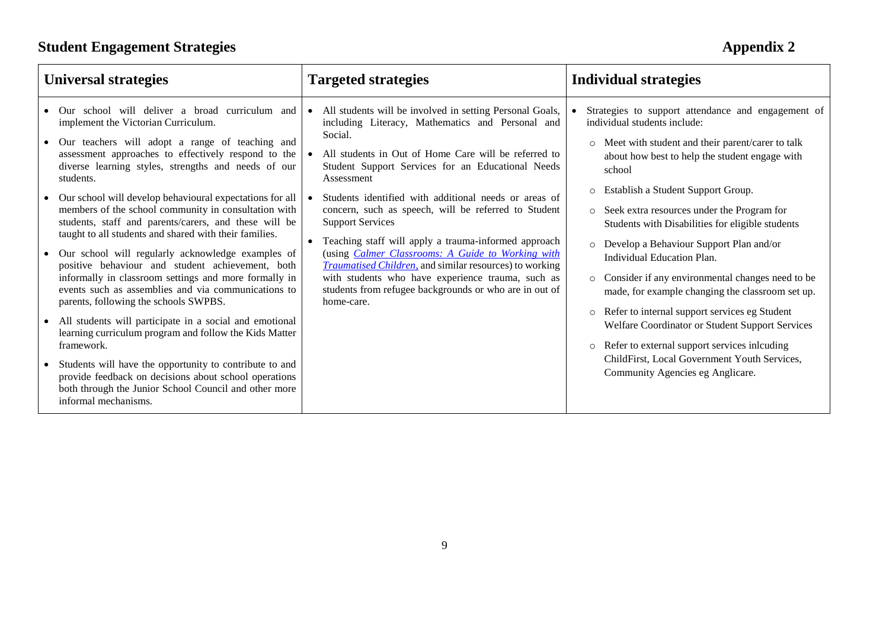# Student Engagement Strategies

## Appendix 2

| Universal strategies | Targeted strategies | Individual strategies |
| --- | --- | --- |
| • Our school will deliver a broad curriculum and implement the Victorian Curriculum.<br>• Our teachers will adopt a range of teaching and assessment approaches to effectively respond to the diverse learning styles, strengths and needs of our students.<br>• Our school will develop behavioural expectations for all members of the school community in consultation with students, staff and parents/carers, and these will be taught to all students and shared with their families.<br>• Our school will regularly acknowledge examples of positive behaviour and student achievement, both informally in classroom settings and more formally in events such as assemblies and via communications to parents, following the schools SWPBS.<br>• All students will participate in a social and emotional learning curriculum program and follow the Kids Matter framework.<br>• Students will have the opportunity to contribute to and provide feedback on decisions about school operations both through the Junior School Council and other more informal mechanisms. | • All students will be involved in setting Personal Goals, including Literacy, Mathematics and Personal and Social.<br>• All students in Out of Home Care will be referred to Student Support Services for an Educational Needs Assessment<br>• Students identified with additional needs or areas of concern, such as speech, will be referred to Student Support Services<br>• Teaching staff will apply a trauma-informed approach (using *Calmer Classrooms: A Guide to Working with Traumatised Children*, and similar resources) to working with students who have experience trauma, such as students from refugee backgrounds or who are in out of home-care. | • Strategies to support attendance and engagement of individual students include:<br>  ○ Meet with student and their parent/carer to talk about how best to help the student engage with school<br>  ○ Establish a Student Support Group.<br>  ○ Seek extra resources under the Program for Students with Disabilities for eligible students<br>  ○ Develop a Behaviour Support Plan and/or Individual Education Plan.<br>  ○ Consider if any environmental changes need to be made, for example changing the classroom set up.<br>  ○ Refer to internal support services eg Student Welfare Coordinator or Student Support Services<br>  ○ Refer to external support services inlcuding ChildFirst, Local Government Youth Services, Community Agencies eg Anglicare. |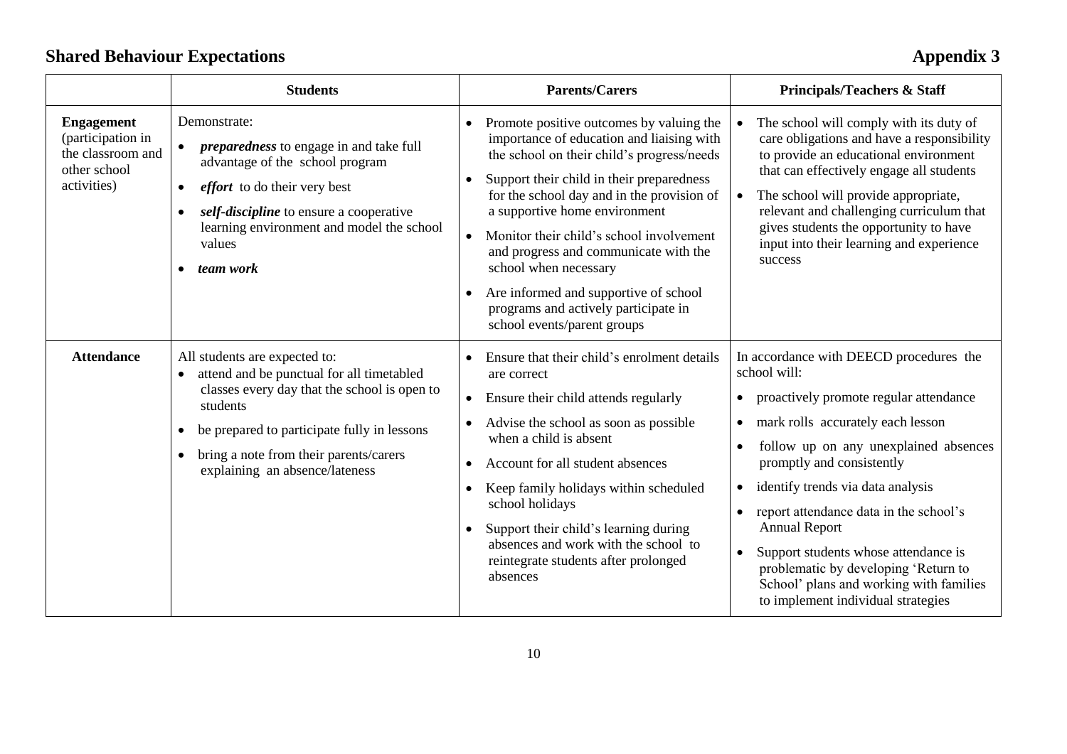## Shared Behaviour Expectations

**Appendix 3**

| | **Students** | **Parents/Carers** | **Principals/Teachers & Staff** |
|---|---|---|---|
| **Engagement** (participation in the classroom and other school activities) | Demonstrate:<br>• ***preparedness*** to engage in and take full advantage of the school program<br>• ***effort*** to do their very best<br>• ***self-discipline*** to ensure a cooperative learning environment and model the school values<br>• ***team work*** | • Promote positive outcomes by valuing the importance of education and liaising with the school on their child's progress/needs<br>• Support their child in their preparedness for the school day and in the provision of a supportive home environment<br>• Monitor their child's school involvement and progress and communicate with the school when necessary<br>• Are informed and supportive of school programs and actively participate in school events/parent groups | • The school will comply with its duty of care obligations and have a responsibility to provide an educational environment that can effectively engage all students<br>• The school will provide appropriate, relevant and challenging curriculum that gives students the opportunity to have input into their learning and experience success |
| **Attendance** | All students are expected to:<br>• attend and be punctual for all timetabled classes every day that the school is open to students<br>• be prepared to participate fully in lessons<br>• bring a note from their parents/carers explaining an absence/lateness | • Ensure that their child's enrolment details are correct<br>• Ensure their child attends regularly<br>• Advise the school as soon as possible when a child is absent<br>• Account for all student absences<br>• Keep family holidays within scheduled school holidays<br>• Support their child's learning during absences and work with the school to reintegrate students after prolonged absences | In accordance with DEECD procedures the school will:<br>• proactively promote regular attendance<br>• mark rolls accurately each lesson<br>• follow up on any unexplained absences promptly and consistently<br>• identify trends via data analysis<br>• report attendance data in the school's Annual Report<br>• Support students whose attendance is problematic by developing 'Return to School' plans and working with families to implement individual strategies |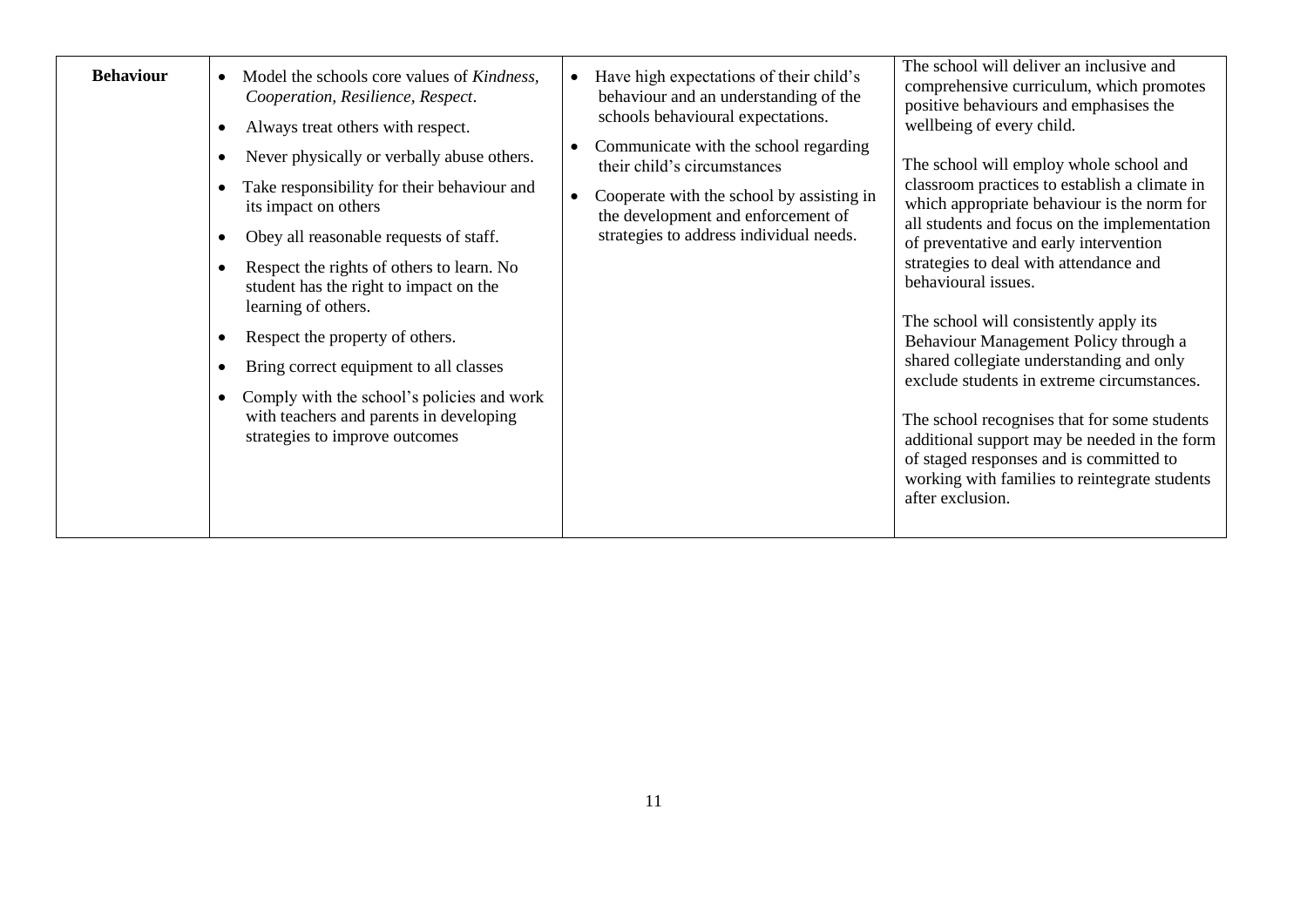| | | | |
|---|---|---|---|
| **Behaviour** | • Model the schools core values of *Kindness, Cooperation, Resilience, Respect*.<br>• Always treat others with respect.<br>• Never physically or verbally abuse others.<br>• Take responsibility for their behaviour and its impact on others<br>• Obey all reasonable requests of staff.<br>• Respect the rights of others to learn. No student has the right to impact on the learning of others.<br>• Respect the property of others.<br>• Bring correct equipment to all classes<br>• Comply with the school's policies and work with teachers and parents in developing strategies to improve outcomes | • Have high expectations of their child's behaviour and an understanding of the schools behavioural expectations.<br>• Communicate with the school regarding their child's circumstances<br>• Cooperate with the school by assisting in the development and enforcement of strategies to address individual needs. | The school will deliver an inclusive and comprehensive curriculum, which promotes positive behaviours and emphasises the wellbeing of every child.<br><br>The school will employ whole school and classroom practices to establish a climate in which appropriate behaviour is the norm for all students and focus on the implementation of preventative and early intervention strategies to deal with attendance and behavioural issues.<br><br>The school will consistently apply its Behaviour Management Policy through a shared collegiate understanding and only exclude students in extreme circumstances.<br><br>The school recognises that for some students additional support may be needed in the form of staged responses and is committed to working with families to reintegrate students after exclusion. |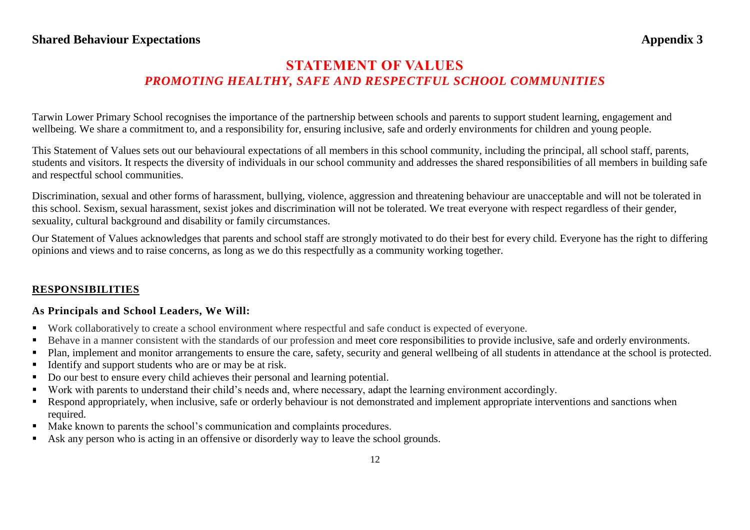**Shared Behaviour Expectations** **Appendix 3**

# STATEMENT OF VALUES

## *PROMOTING HEALTHY, SAFE AND RESPECTFUL SCHOOL COMMUNITIES*

Tarwin Lower Primary School recognises the importance of the partnership between schools and parents to support student learning, engagement and wellbeing. We share a commitment to, and a responsibility for, ensuring inclusive, safe and orderly environments for children and young people.

This Statement of Values sets out our behavioural expectations of all members in this school community, including the principal, all school staff, parents, students and visitors. It respects the diversity of individuals in our school community and addresses the shared responsibilities of all members in building safe and respectful school communities.

Discrimination, sexual and other forms of harassment, bullying, violence, aggression and threatening behaviour are unacceptable and will not be tolerated in this school. Sexism, sexual harassment, sexist jokes and discrimination will not be tolerated. We treat everyone with respect regardless of their gender, sexuality, cultural background and disability or family circumstances.

Our Statement of Values acknowledges that parents and school staff are strongly motivated to do their best for every child. Everyone has the right to differing opinions and views and to raise concerns, as long as we do this respectfully as a community working together.

## RESPONSIBILITIES

### As Principals and School Leaders, We Will:

- Work collaboratively to create a school environment where respectful and safe conduct is expected of everyone.
- Behave in a manner consistent with the standards of our profession and meet core responsibilities to provide inclusive, safe and orderly environments.
- Plan, implement and monitor arrangements to ensure the care, safety, security and general wellbeing of all students in attendance at the school is protected.
- Identify and support students who are or may be at risk.
- Do our best to ensure every child achieves their personal and learning potential.
- Work with parents to understand their child's needs and, where necessary, adapt the learning environment accordingly.
- Respond appropriately, when inclusive, safe or orderly behaviour is not demonstrated and implement appropriate interventions and sanctions when required.
- Make known to parents the school's communication and complaints procedures.
- Ask any person who is acting in an offensive or disorderly way to leave the school grounds.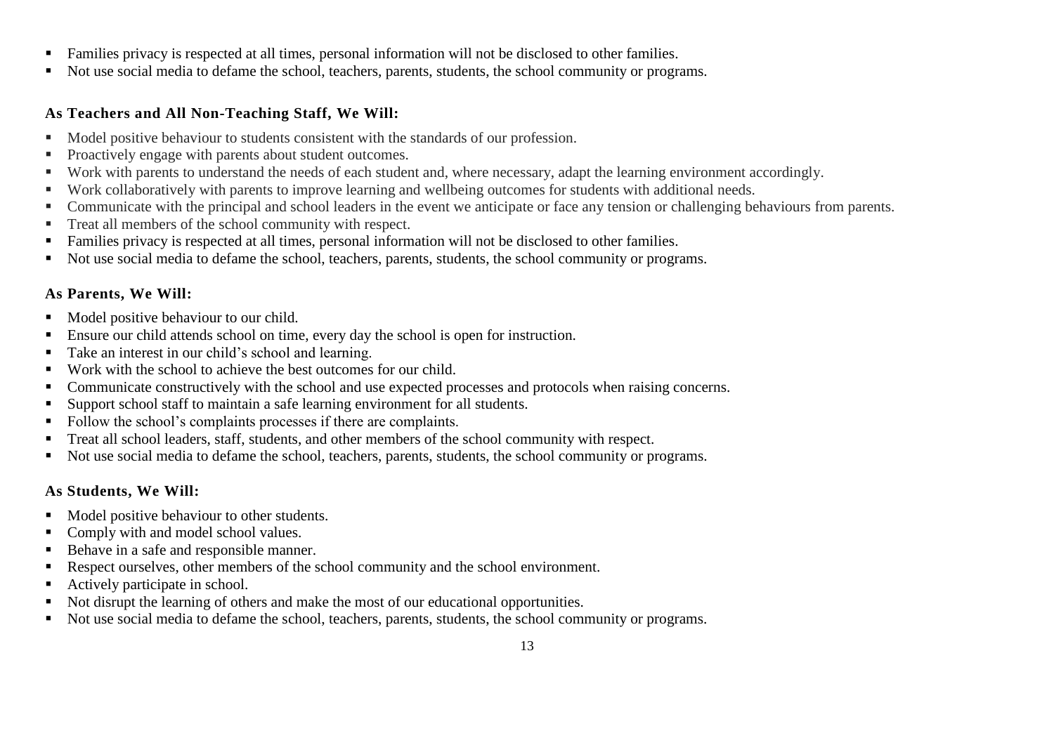- Families privacy is respected at all times, personal information will not be disclosed to other families.
- Not use social media to defame the school, teachers, parents, students, the school community or programs.

### As Teachers and All Non-Teaching Staff, We Will:

- Model positive behaviour to students consistent with the standards of our profession.
- Proactively engage with parents about student outcomes.
- Work with parents to understand the needs of each student and, where necessary, adapt the learning environment accordingly.
- Work collaboratively with parents to improve learning and wellbeing outcomes for students with additional needs.
- Communicate with the principal and school leaders in the event we anticipate or face any tension or challenging behaviours from parents.
- Treat all members of the school community with respect.
- Families privacy is respected at all times, personal information will not be disclosed to other families.
- Not use social media to defame the school, teachers, parents, students, the school community or programs.

### As Parents, We Will:

- Model positive behaviour to our child.
- Ensure our child attends school on time, every day the school is open for instruction.
- Take an interest in our child's school and learning.
- Work with the school to achieve the best outcomes for our child.
- Communicate constructively with the school and use expected processes and protocols when raising concerns.
- Support school staff to maintain a safe learning environment for all students.
- Follow the school's complaints processes if there are complaints.
- Treat all school leaders, staff, students, and other members of the school community with respect.
- Not use social media to defame the school, teachers, parents, students, the school community or programs.

### As Students, We Will:

- Model positive behaviour to other students.
- Comply with and model school values.
- Behave in a safe and responsible manner.
- Respect ourselves, other members of the school community and the school environment.
- Actively participate in school.
- Not disrupt the learning of others and make the most of our educational opportunities.
- Not use social media to defame the school, teachers, parents, students, the school community or programs.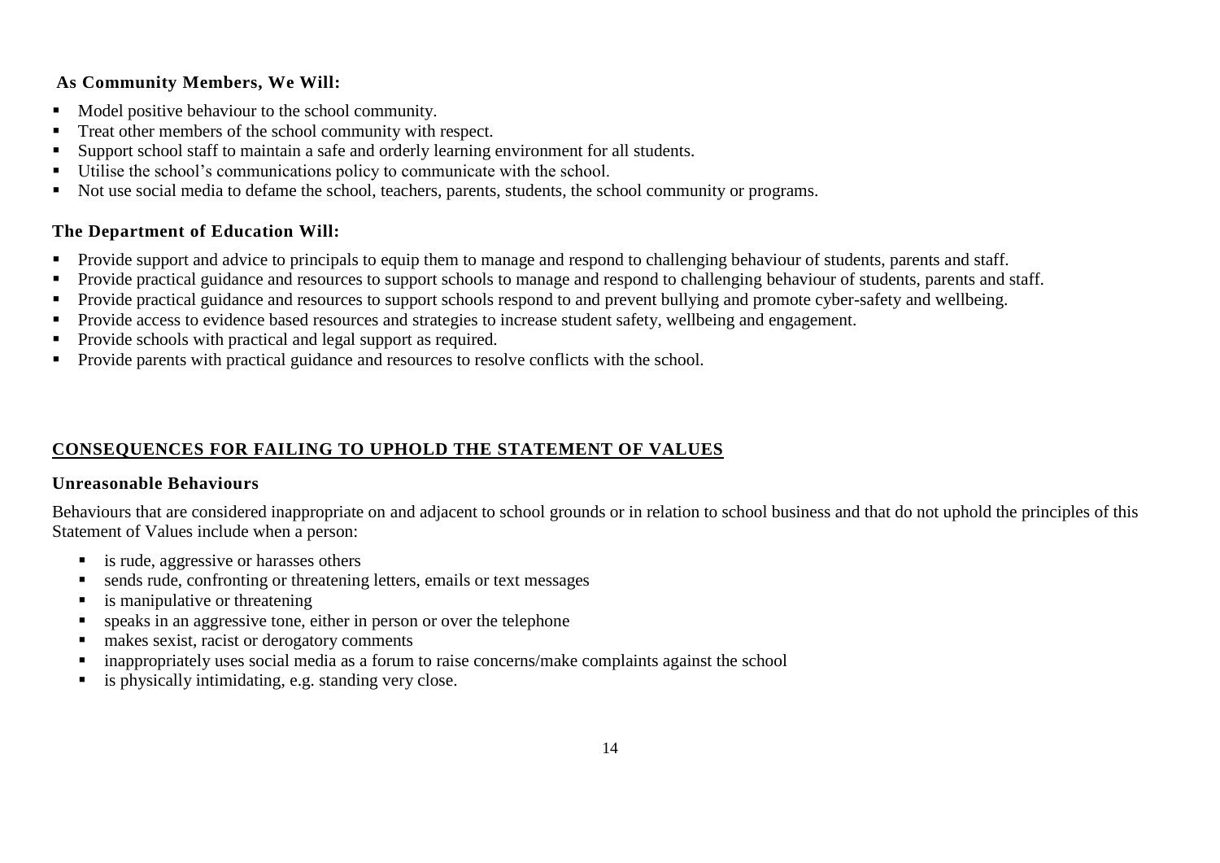### As Community Members, We Will:

- Model positive behaviour to the school community.
- Treat other members of the school community with respect.
- Support school staff to maintain a safe and orderly learning environment for all students.
- Utilise the school's communications policy to communicate with the school.
- Not use social media to defame the school, teachers, parents, students, the school community or programs.

### The Department of Education Will:

- Provide support and advice to principals to equip them to manage and respond to challenging behaviour of students, parents and staff.
- Provide practical guidance and resources to support schools to manage and respond to challenging behaviour of students, parents and staff.
- Provide practical guidance and resources to support schools respond to and prevent bullying and promote cyber-safety and wellbeing.
- Provide access to evidence based resources and strategies to increase student safety, wellbeing and engagement.
- Provide schools with practical and legal support as required.
- Provide parents with practical guidance and resources to resolve conflicts with the school.

## CONSEQUENCES FOR FAILING TO UPHOLD THE STATEMENT OF VALUES

### Unreasonable Behaviours

Behaviours that are considered inappropriate on and adjacent to school grounds or in relation to school business and that do not uphold the principles of this Statement of Values include when a person:

- is rude, aggressive or harasses others
- sends rude, confronting or threatening letters, emails or text messages
- is manipulative or threatening
- speaks in an aggressive tone, either in person or over the telephone
- makes sexist, racist or derogatory comments
- inappropriately uses social media as a forum to raise concerns/make complaints against the school
- is physically intimidating, e.g. standing very close.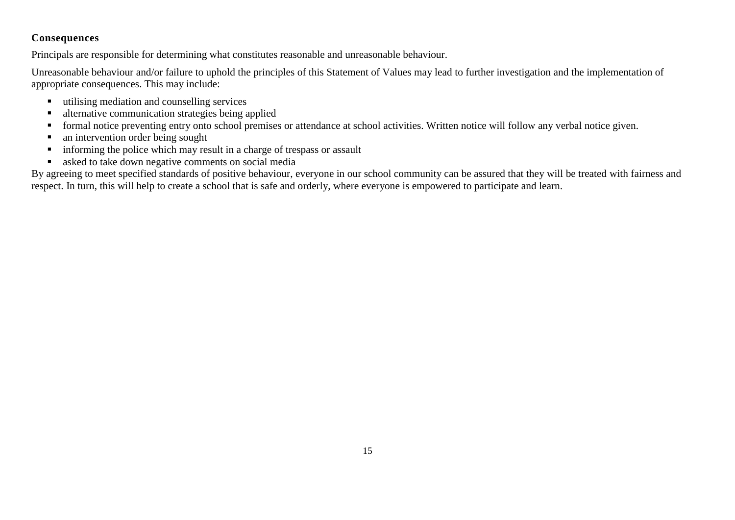**Consequences**

Principals are responsible for determining what constitutes reasonable and unreasonable behaviour.

Unreasonable behaviour and/or failure to uphold the principles of this Statement of Values may lead to further investigation and the implementation of appropriate consequences. This may include:

- utilising mediation and counselling services
- alternative communication strategies being applied
- formal notice preventing entry onto school premises or attendance at school activities. Written notice will follow any verbal notice given.
- an intervention order being sought
- informing the police which may result in a charge of trespass or assault
- asked to take down negative comments on social media

By agreeing to meet specified standards of positive behaviour, everyone in our school community can be assured that they will be treated with fairness and respect. In turn, this will help to create a school that is safe and orderly, where everyone is empowered to participate and learn.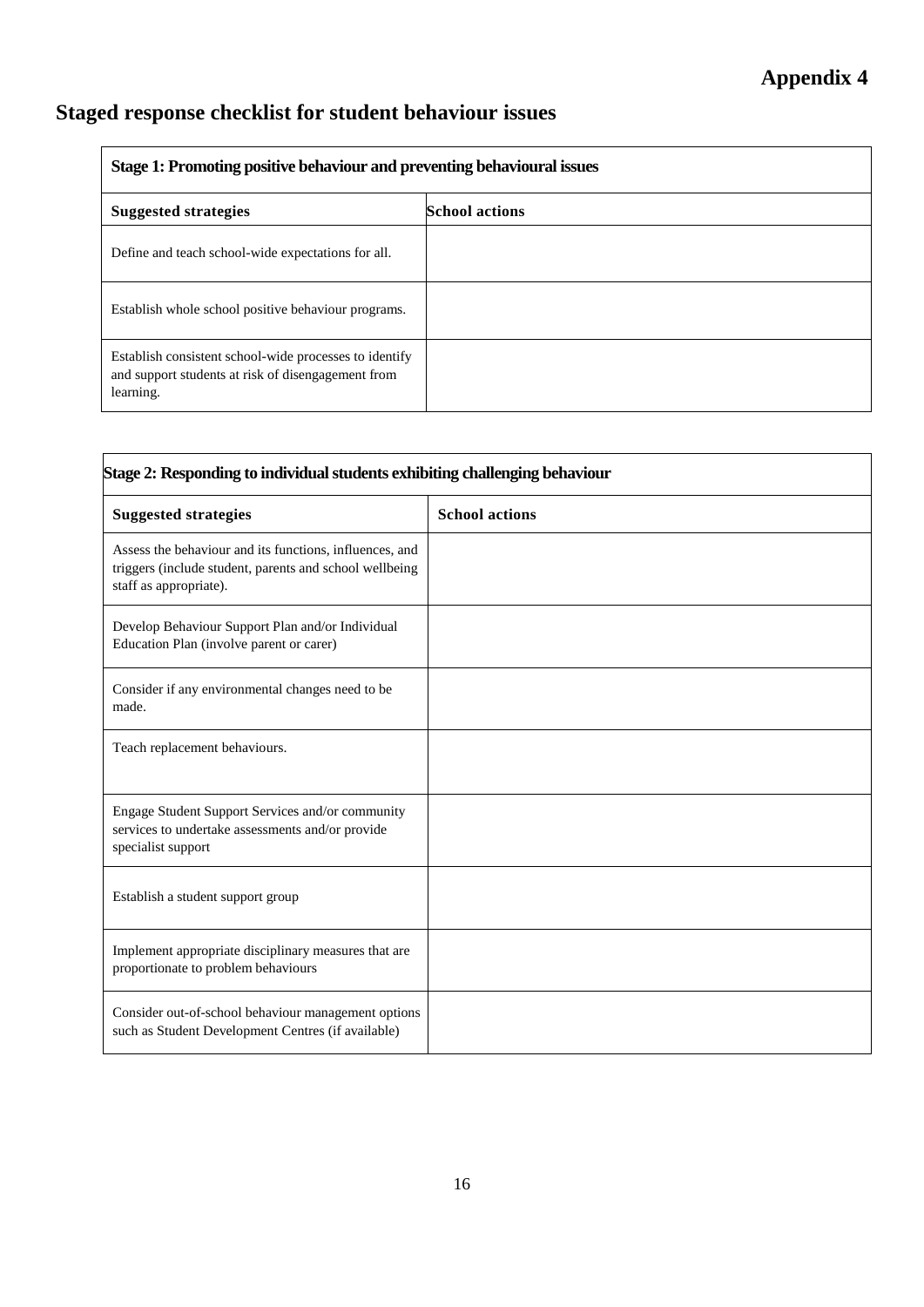**Appendix 4**

# Staged response checklist for student behaviour issues

| Stage 1: Promoting positive behaviour and preventing behavioural issues | |
|---|---|
| **Suggested strategies** | **School actions** |
| Define and teach school-wide expectations for all. | |
| Establish whole school positive behaviour programs. | |
| Establish consistent school-wide processes to identify and support students at risk of disengagement from learning. | |

| Stage 2: Responding to individual students exhibiting challenging behaviour | |
|---|---|
| **Suggested strategies** | **School actions** |
| Assess the behaviour and its functions, influences, and triggers (include student, parents and school wellbeing staff as appropriate). | |
| Develop Behaviour Support Plan and/or Individual Education Plan (involve parent or carer) | |
| Consider if any environmental changes need to be made. | |
| Teach replacement behaviours. | |
| Engage Student Support Services and/or community services to undertake assessments and/or provide specialist support | |
| Establish a student support group | |
| Implement appropriate disciplinary measures that are proportionate to problem behaviours | |
| Consider out-of-school behaviour management options such as Student Development Centres (if available) | |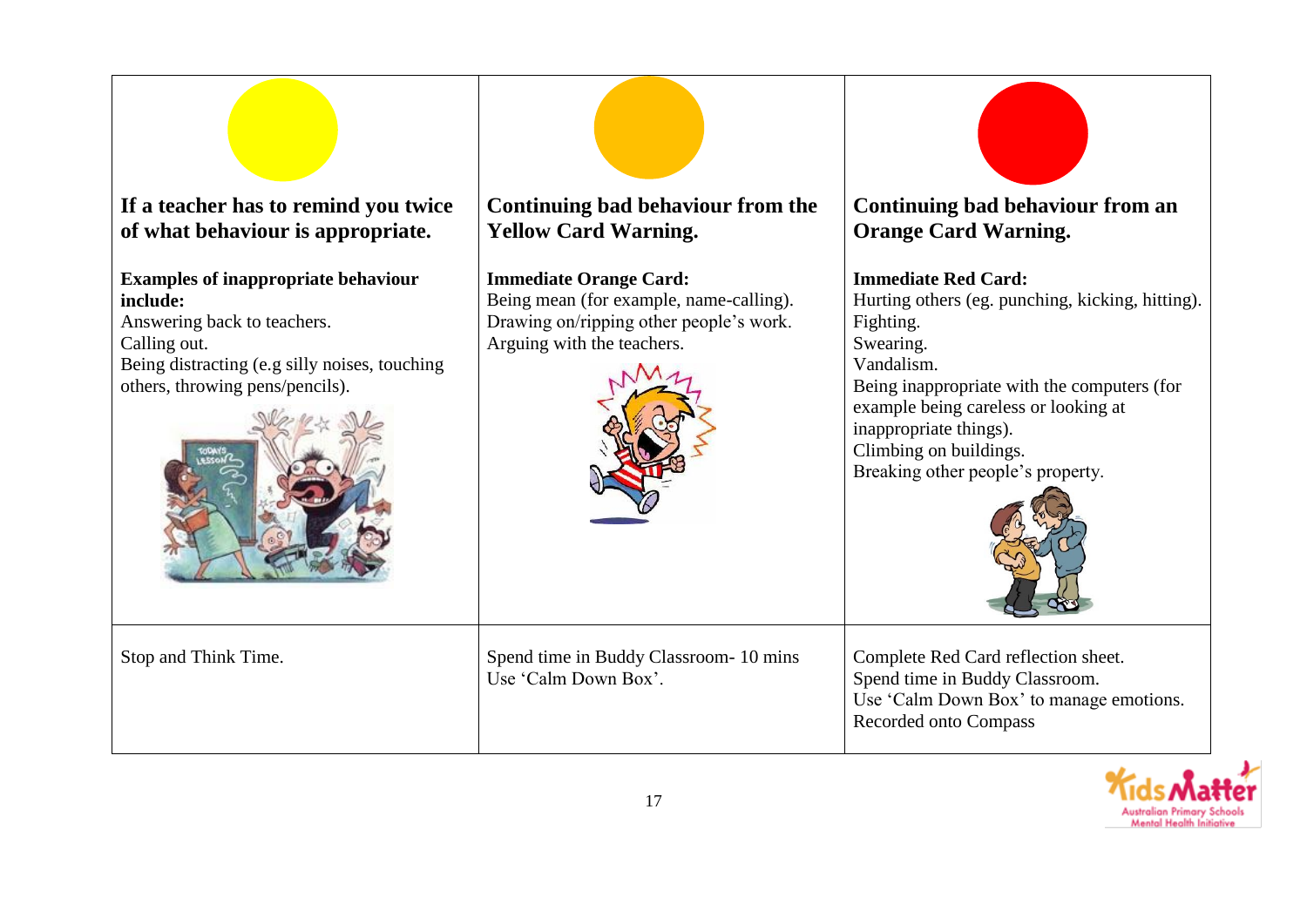| | | |
|---|---|---|
| **If a teacher has to remind you twice of what behaviour is appropriate.**<br><br>**Examples of inappropriate behaviour include:**<br>Answering back to teachers.<br>Calling out.<br>Being distracting (e.g silly noises, touching others, throwing pens/pencils). | **Continuing bad behaviour from the Yellow Card Warning.**<br><br>**Immediate Orange Card:**<br>Being mean (for example, name-calling).<br>Drawing on/ripping other people's work.<br>Arguing with the teachers. | **Continuing bad behaviour from an Orange Card Warning.**<br><br>**Immediate Red Card:**<br>Hurting others (eg. punching, kicking, hitting).<br>Fighting.<br>Swearing.<br>Vandalism.<br>Being inappropriate with the computers (for example being careless or looking at inappropriate things).<br>Climbing on buildings.<br>Breaking other people's property. |
| Stop and Think Time. | Spend time in Buddy Classroom- 10 mins<br>Use 'Calm Down Box'. | Complete Red Card reflection sheet.<br>Spend time in Buddy Classroom.<br>Use 'Calm Down Box' to manage emotions.<br>Recorded onto Compass |